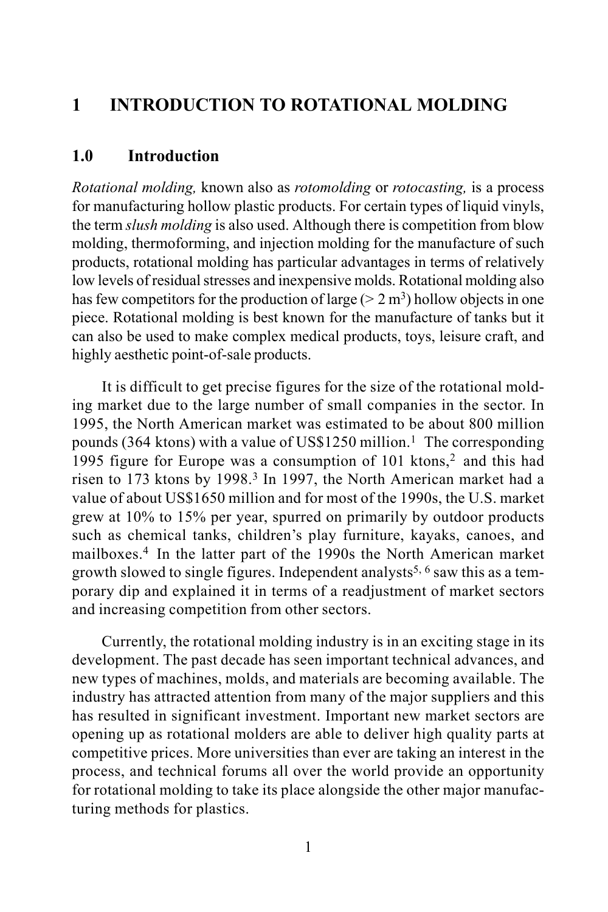# 1 INTRODUCTION TO ROTATIONAL MOLDING

## 1.0 Introduction

*Rotational molding,* known also as *rotomolding* or *rotocasting,* is a process for manufacturing hollow plastic products. For certain types of liquid vinyls, the term *slush molding* is also used. Although there is competition from blow molding, thermoforming, and injection molding for the manufacture of such products, rotational molding has particular advantages in terms of relatively low levels of residual stresses and inexpensive molds. Rotational molding also has few competitors for the production of large (> 2 $m^3$) hollow objects in one piece. Rotational molding is best known for the manufacture of tanks but it can also be used to make complex medical products, toys, leisure craft, and highly aesthetic point-of-sale products.

It is difficult to get precise figures for the size of the rotational molding market due to the large number of small companies in the sector. In 1995, the North American market was estimated to be about 800 million pounds (364 ktons) with a value of US$1250 million.[1] The corresponding 1995 figure for Europe was a consumption of 101 ktons,[2] and this had risen to 173 ktons by 1998.[3] In 1997, the North American market had a value of about US$1650 million and for most of the 1990s, the U.S. market grew at 10% to 15% per year, spurred on primarily by outdoor products such as chemical tanks, children's play furniture, kayaks, canoes, and mailboxes.[4] In the latter part of the 1990s the North American market growth slowed to single figures. Independent analysts[5, 6] saw this as a temporary dip and explained it in terms of a readjustment of market sectors and increasing competition from other sectors.

Currently, the rotational molding industry is in an exciting stage in its development. The past decade has seen important technical advances, and new types of machines, molds, and materials are becoming available. The industry has attracted attention from many of the major suppliers and this has resulted in significant investment. Important new market sectors are opening up as rotational molders are able to deliver high quality parts at competitive prices. More universities than ever are taking an interest in the process, and technical forums all over the world provide an opportunity for rotational molding to take its place alongside the other major manufacturing methods for plastics.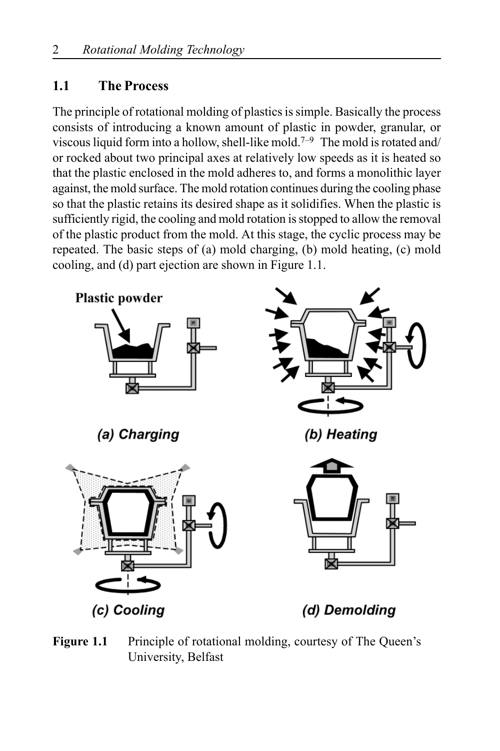## 1.1 The Process

The principle of rotational molding of plastics is simple. Basically the process consists of introducing a known amount of plastic in powder, granular, or viscous liquid form into a hollow, shell-like mold.[7–9] The mold is rotated and/or rocked about two principal axes at relatively low speeds as it is heated so that the plastic enclosed in the mold adheres to, and forms a monolithic layer against, the mold surface. The mold rotation continues during the cooling phase so that the plastic retains its desired shape as it solidifies. When the plastic is sufficiently rigid, the cooling and mold rotation is stopped to allow the removal of the plastic product from the mold. At this stage, the cyclic process may be repeated. The basic steps of (a) mold charging, (b) mold heating, (c) mold cooling, and (d) part ejection are shown in Figure 1.1.

**Figure 1.1** Principle of rotational molding, courtesy of The Queen's University, Belfast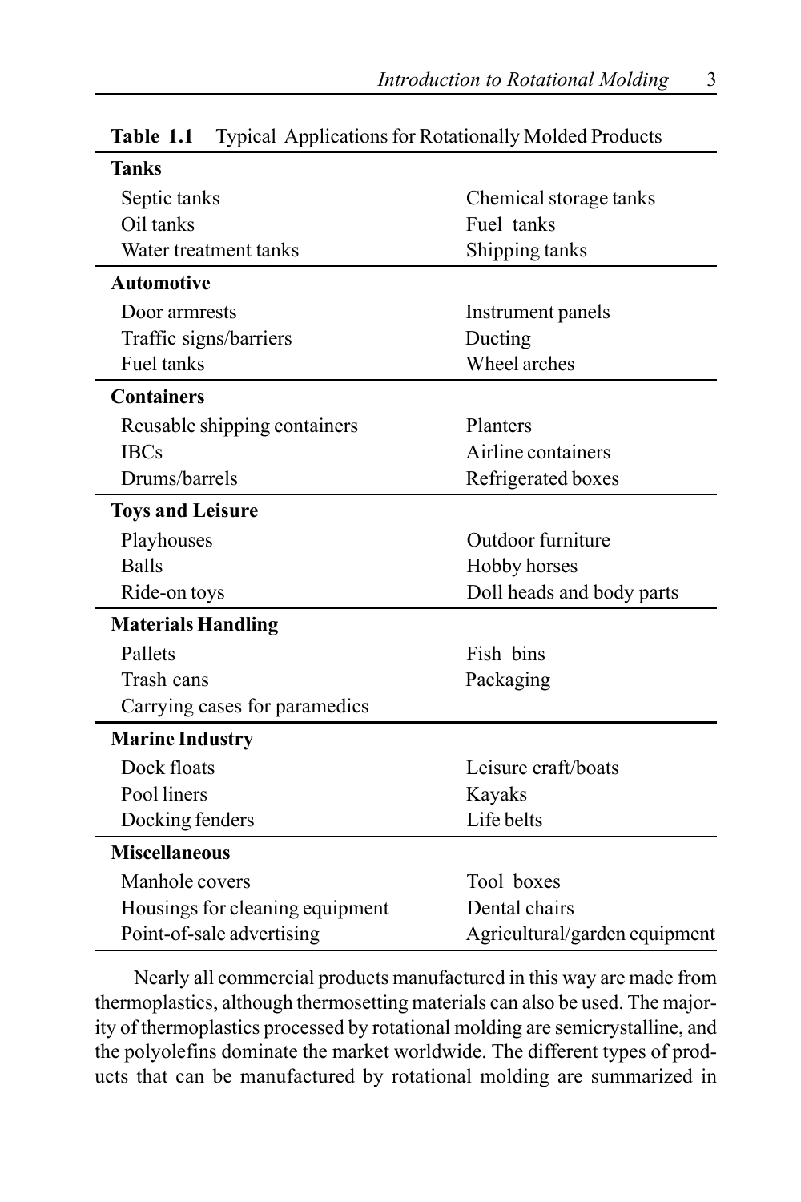**Table 1.1** Typical Applications for Rotationally Molded Products

| | |
|---|---|
| **Tanks** | |
| Septic tanks | Chemical storage tanks |
| Oil tanks | Fuel tanks |
| Water treatment tanks | Shipping tanks |
| **Automotive** | |
| Door armrests | Instrument panels |
| Traffic signs/barriers | Ducting |
| Fuel tanks | Wheel arches |
| **Containers** | |
| Reusable shipping containers | Planters |
| IBCs | Airline containers |
| Drums/barrels | Refrigerated boxes |
| **Toys and Leisure** | |
| Playhouses | Outdoor furniture |
| Balls | Hobby horses |
| Ride-on toys | Doll heads and body parts |
| **Materials Handling** | |
| Pallets | Fish bins |
| Trash cans | Packaging |
| Carrying cases for paramedics | |
| **Marine Industry** | |
| Dock floats | Leisure craft/boats |
| Pool liners | Kayaks |
| Docking fenders | Life belts |
| **Miscellaneous** | |
| Manhole covers | Tool boxes |
| Housings for cleaning equipment | Dental chairs |
| Point-of-sale advertising | Agricultural/garden equipment |

Nearly all commercial products manufactured in this way are made from thermoplastics, although thermosetting materials can also be used. The majority of thermoplastics processed by rotational molding are semicrystalline, and the polyolefins dominate the market worldwide. The different types of products that can be manufactured by rotational molding are summarized in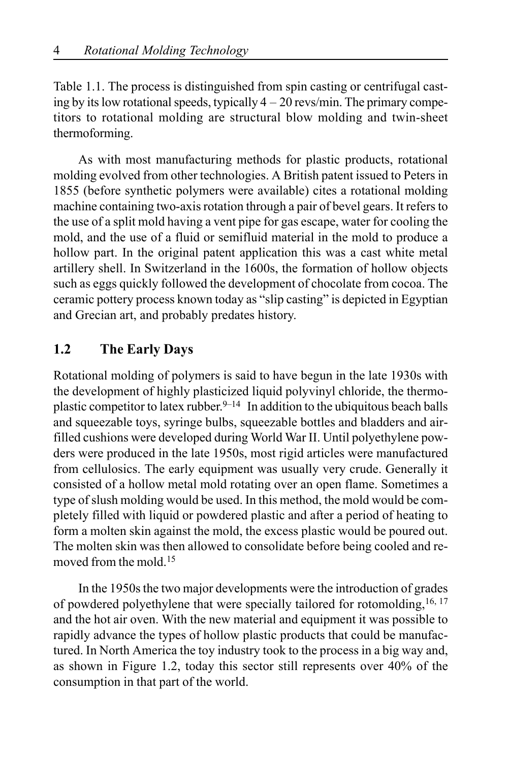Table 1.1. The process is distinguished from spin casting or centrifugal casting by its low rotational speeds, typically 4 – 20 revs/min. The primary competitors to rotational molding are structural blow molding and twin-sheet thermoforming.

As with most manufacturing methods for plastic products, rotational molding evolved from other technologies. A British patent issued to Peters in 1855 (before synthetic polymers were available) cites a rotational molding machine containing two-axis rotation through a pair of bevel gears. It refers to the use of a split mold having a vent pipe for gas escape, water for cooling the mold, and the use of a fluid or semifluid material in the mold to produce a hollow part. In the original patent application this was a cast white metal artillery shell. In Switzerland in the 1600s, the formation of hollow objects such as eggs quickly followed the development of chocolate from cocoa. The ceramic pottery process known today as "slip casting" is depicted in Egyptian and Grecian art, and probably predates history.

## 1.2 The Early Days

Rotational molding of polymers is said to have begun in the late 1930s with the development of highly plasticized liquid polyvinyl chloride, the thermoplastic competitor to latex rubber.[9–14] In addition to the ubiquitous beach balls and squeezable toys, syringe bulbs, squeezable bottles and bladders and air-filled cushions were developed during World War II. Until polyethylene powders were produced in the late 1950s, most rigid articles were manufactured from cellulosics. The early equipment was usually very crude. Generally it consisted of a hollow metal mold rotating over an open flame. Sometimes a type of slush molding would be used. In this method, the mold would be completely filled with liquid or powdered plastic and after a period of heating to form a molten skin against the mold, the excess plastic would be poured out. The molten skin was then allowed to consolidate before being cooled and removed from the mold.[15]

In the 1950s the two major developments were the introduction of grades of powdered polyethylene that were specially tailored for rotomolding,[16, 17] and the hot air oven. With the new material and equipment it was possible to rapidly advance the types of hollow plastic products that could be manufactured. In North America the toy industry took to the process in a big way and, as shown in Figure 1.2, today this sector still represents over 40% of the consumption in that part of the world.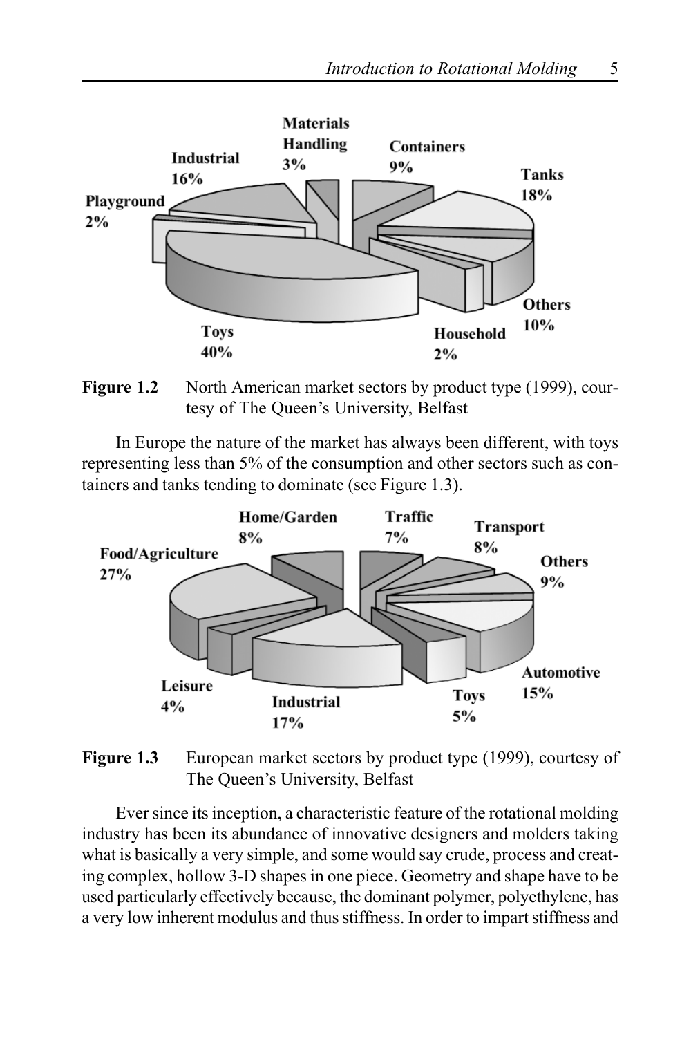**Figure 1.2** North American market sectors by product type (1999), courtesy of The Queen's University, Belfast

In Europe the nature of the market has always been different, with toys representing less than 5% of the consumption and other sectors such as containers and tanks tending to dominate (see Figure 1.3).

**Figure 1.3** European market sectors by product type (1999), courtesy of The Queen's University, Belfast

Ever since its inception, a characteristic feature of the rotational molding industry has been its abundance of innovative designers and molders taking what is basically a very simple, and some would say crude, process and creating complex, hollow 3-D shapes in one piece. Geometry and shape have to be used particularly effectively because, the dominant polymer, polyethylene, has a very low inherent modulus and thus stiffness. In order to impart stiffness and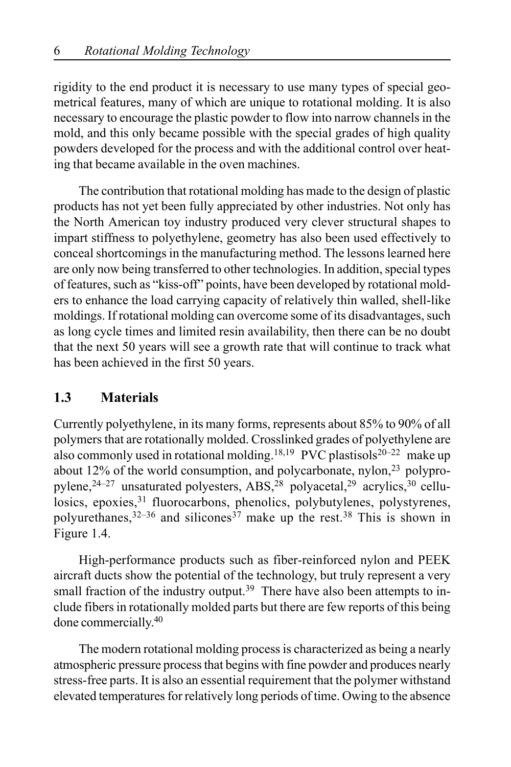rigidity to the end product it is necessary to use many types of special geometrical features, many of which are unique to rotational molding. It is also necessary to encourage the plastic powder to flow into narrow channels in the mold, and this only became possible with the special grades of high quality powders developed for the process and with the additional control over heating that became available in the oven machines.

The contribution that rotational molding has made to the design of plastic products has not yet been fully appreciated by other industries. Not only has the North American toy industry produced very clever structural shapes to impart stiffness to polyethylene, geometry has also been used effectively to conceal shortcomings in the manufacturing method. The lessons learned here are only now being transferred to other technologies. In addition, special types of features, such as "kiss-off" points, have been developed by rotational molders to enhance the load carrying capacity of relatively thin walled, shell-like moldings. If rotational molding can overcome some of its disadvantages, such as long cycle times and limited resin availability, then there can be no doubt that the next 50 years will see a growth rate that will continue to track what has been achieved in the first 50 years.

## 1.3 Materials

Currently polyethylene, in its many forms, represents about 85% to 90% of all polymers that are rotationally molded. Crosslinked grades of polyethylene are also commonly used in rotational molding.[18,19] PVC plastisols[20–22] make up about 12% of the world consumption, and polycarbonate, nylon,[23] polypropylene,[24–27] unsaturated polyesters, ABS,[28] polyacetal,[29] acrylics,[30] cellulosics, epoxies,[31] fluorocarbons, phenolics, polybutylenes, polystyrenes, polyurethanes,[32–36] and silicones[37] make up the rest.[38] This is shown in Figure 1.4.

High-performance products such as fiber-reinforced nylon and PEEK aircraft ducts show the potential of the technology, but truly represent a very small fraction of the industry output.[39] There have also been attempts to include fibers in rotationally molded parts but there are few reports of this being done commercially.[40]

The modern rotational molding process is characterized as being a nearly atmospheric pressure process that begins with fine powder and produces nearly stress-free parts. It is also an essential requirement that the polymer withstand elevated temperatures for relatively long periods of time. Owing to the absence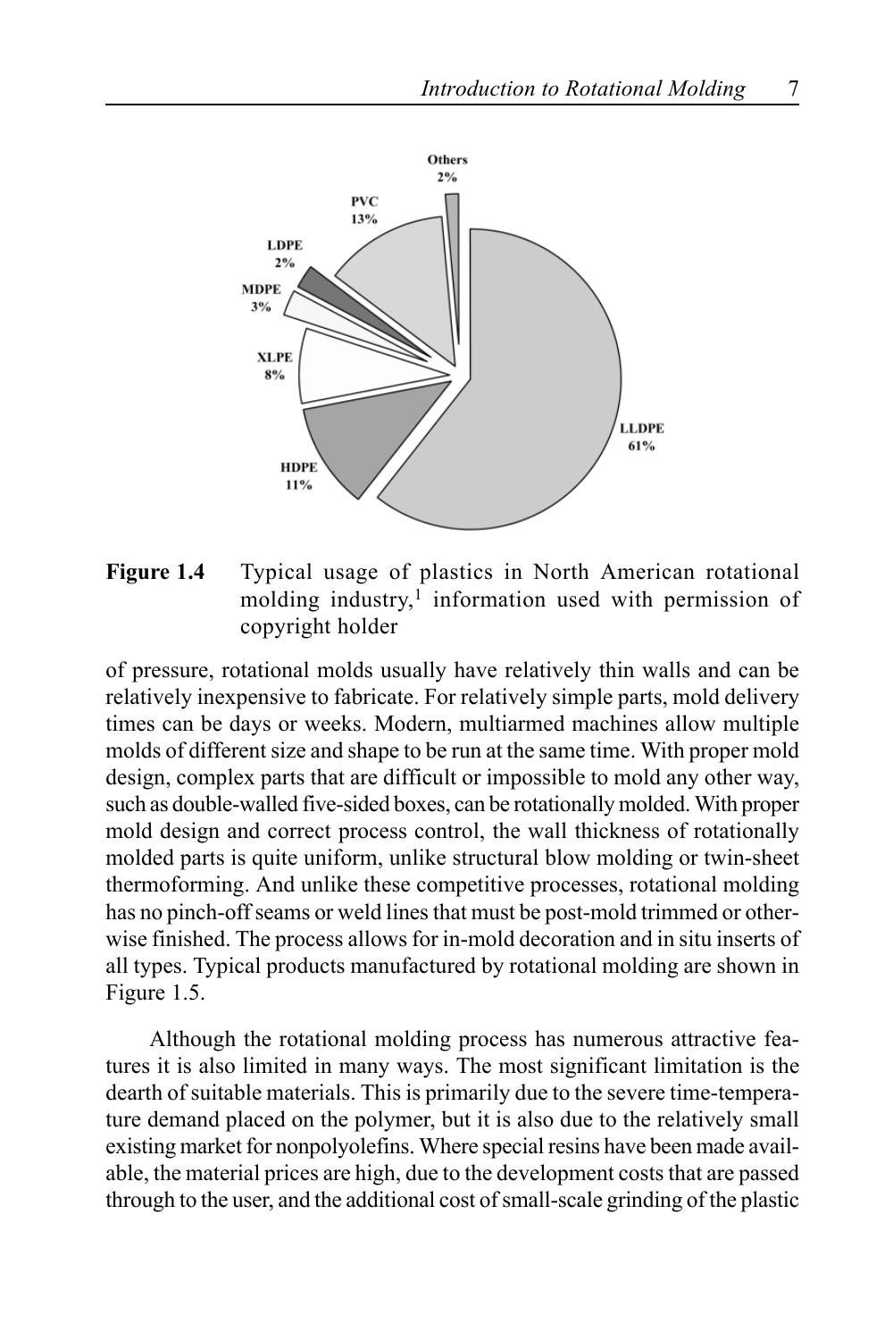**Figure 1.4** Typical usage of plastics in North American rotational molding industry,[1] information used with permission of copyright holder

of pressure, rotational molds usually have relatively thin walls and can be relatively inexpensive to fabricate. For relatively simple parts, mold delivery times can be days or weeks. Modern, multiarmed machines allow multiple molds of different size and shape to be run at the same time. With proper mold design, complex parts that are difficult or impossible to mold any other way, such as double-walled five-sided boxes, can be rotationally molded. With proper mold design and correct process control, the wall thickness of rotationally molded parts is quite uniform, unlike structural blow molding or twin-sheet thermoforming. And unlike these competitive processes, rotational molding has no pinch-off seams or weld lines that must be post-mold trimmed or otherwise finished. The process allows for in-mold decoration and in situ inserts of all types. Typical products manufactured by rotational molding are shown in Figure 1.5.

Although the rotational molding process has numerous attractive features it is also limited in many ways. The most significant limitation is the dearth of suitable materials. This is primarily due to the severe time-temperature demand placed on the polymer, but it is also due to the relatively small existing market for nonpolyolefins. Where special resins have been made available, the material prices are high, due to the development costs that are passed through to the user, and the additional cost of small-scale grinding of the plastic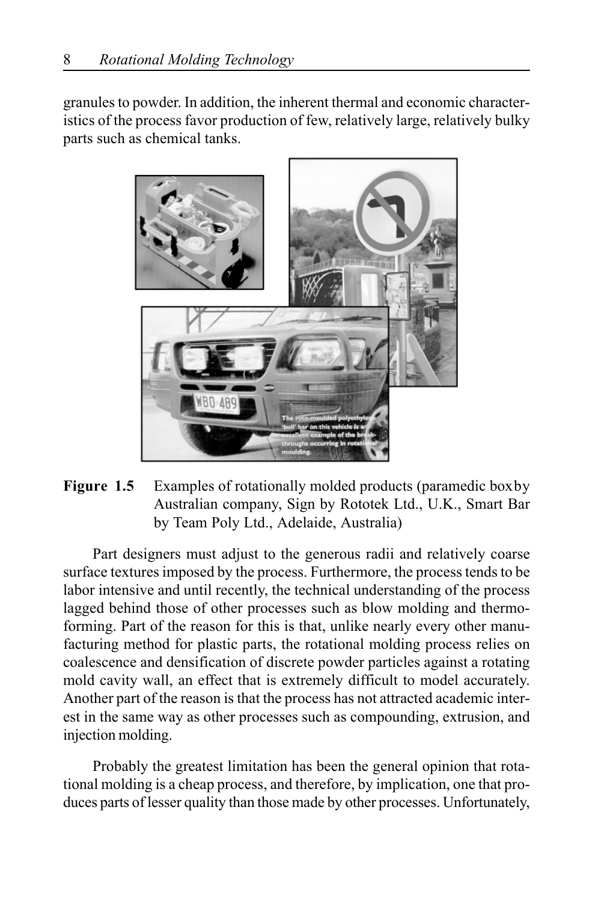granules to powder. In addition, the inherent thermal and economic characteristics of the process favor production of few, relatively large, relatively bulky parts such as chemical tanks.

**Figure 1.5** Examples of rotationally molded products (paramedic box by Australian company, Sign by Rototek Ltd., U.K., Smart Bar by Team Poly Ltd., Adelaide, Australia)

Part designers must adjust to the generous radii and relatively coarse surface textures imposed by the process. Furthermore, the process tends to be labor intensive and until recently, the technical understanding of the process lagged behind those of other processes such as blow molding and thermoforming. Part of the reason for this is that, unlike nearly every other manufacturing method for plastic parts, the rotational molding process relies on coalescence and densification of discrete powder particles against a rotating mold cavity wall, an effect that is extremely difficult to model accurately. Another part of the reason is that the process has not attracted academic interest in the same way as other processes such as compounding, extrusion, and injection molding.

Probably the greatest limitation has been the general opinion that rotational molding is a cheap process, and therefore, by implication, one that produces parts of lesser quality than those made by other processes. Unfortunately,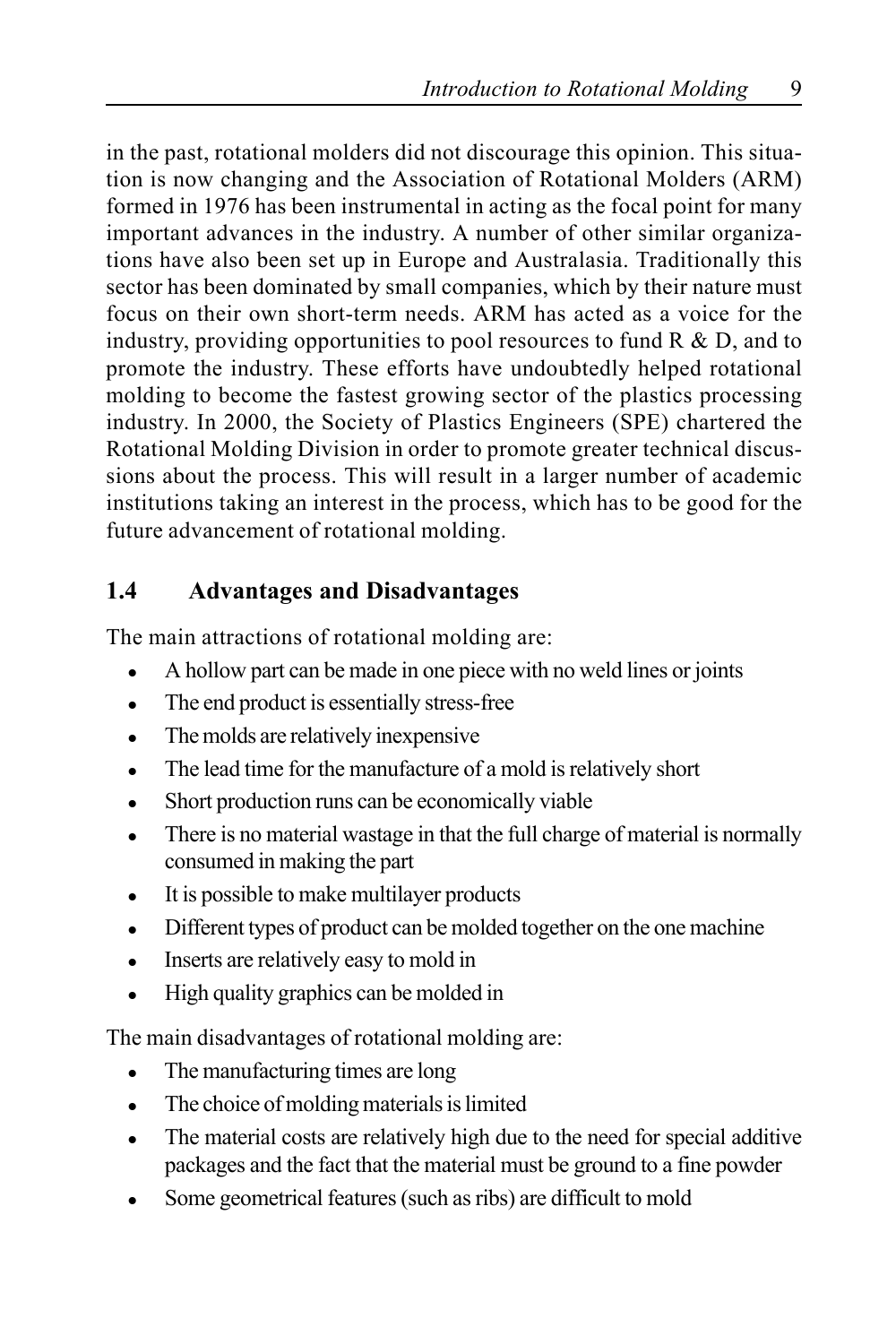in the past, rotational molders did not discourage this opinion. This situation is now changing and the Association of Rotational Molders (ARM) formed in 1976 has been instrumental in acting as the focal point for many important advances in the industry. A number of other similar organizations have also been set up in Europe and Australasia. Traditionally this sector has been dominated by small companies, which by their nature must focus on their own short-term needs. ARM has acted as a voice for the industry, providing opportunities to pool resources to fund R & D, and to promote the industry. These efforts have undoubtedly helped rotational molding to become the fastest growing sector of the plastics processing industry. In 2000, the Society of Plastics Engineers (SPE) chartered the Rotational Molding Division in order to promote greater technical discussions about the process. This will result in a larger number of academic institutions taking an interest in the process, which has to be good for the future advancement of rotational molding.

## 1.4 Advantages and Disadvantages

The main attractions of rotational molding are:

- A hollow part can be made in one piece with no weld lines or joints
- The end product is essentially stress-free
- The molds are relatively inexpensive
- The lead time for the manufacture of a mold is relatively short
- Short production runs can be economically viable
- There is no material wastage in that the full charge of material is normally consumed in making the part
- It is possible to make multilayer products
- Different types of product can be molded together on the one machine
- Inserts are relatively easy to mold in
- High quality graphics can be molded in

The main disadvantages of rotational molding are:

- The manufacturing times are long
- The choice of molding materials is limited
- The material costs are relatively high due to the need for special additive packages and the fact that the material must be ground to a fine powder
- Some geometrical features (such as ribs) are difficult to mold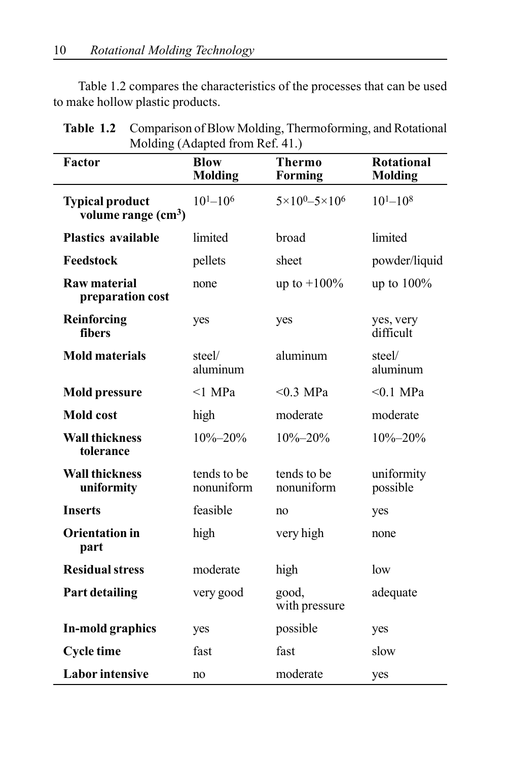Table 1.2 compares the characteristics of the processes that can be used to make hollow plastic products.

**Table 1.2** Comparison of Blow Molding, Thermoforming, and Rotational Molding (Adapted from Ref. 41.)

| Factor | Blow Molding | Thermo Forming | Rotational Molding |
|---|---|---|---|
| **Typical product volume range ($cm^3$)** | $10^1$–$10^6$ | $5{\times}10^0$–$5{\times}10^6$ | $10^1$–$10^8$ |
| **Plastics available** | limited | broad | limited |
| **Feedstock** | pellets | sheet | powder/liquid |
| **Raw material preparation cost** | none | up to +100% | up to 100% |
| **Reinforcing fibers** | yes | yes | yes, very difficult |
| **Mold materials** | steel/ aluminum | aluminum | steel/ aluminum |
| **Mold pressure** | <1 MPa | <0.3 MPa | <0.1 MPa |
| **Mold cost** | high | moderate | moderate |
| **Wall thickness tolerance** | 10%–20% | 10%–20% | 10%–20% |
| **Wall thickness uniformity** | tends to be nonuniform | tends to be nonuniform | uniformity possible |
| **Inserts** | feasible | no | yes |
| **Orientation in part** | high | very high | none |
| **Residual stress** | moderate | high | low |
| **Part detailing** | very good | good, with pressure | adequate |
| **In-mold graphics** | yes | possible | yes |
| **Cycle time** | fast | fast | slow |
| **Labor intensive** | no | moderate | yes |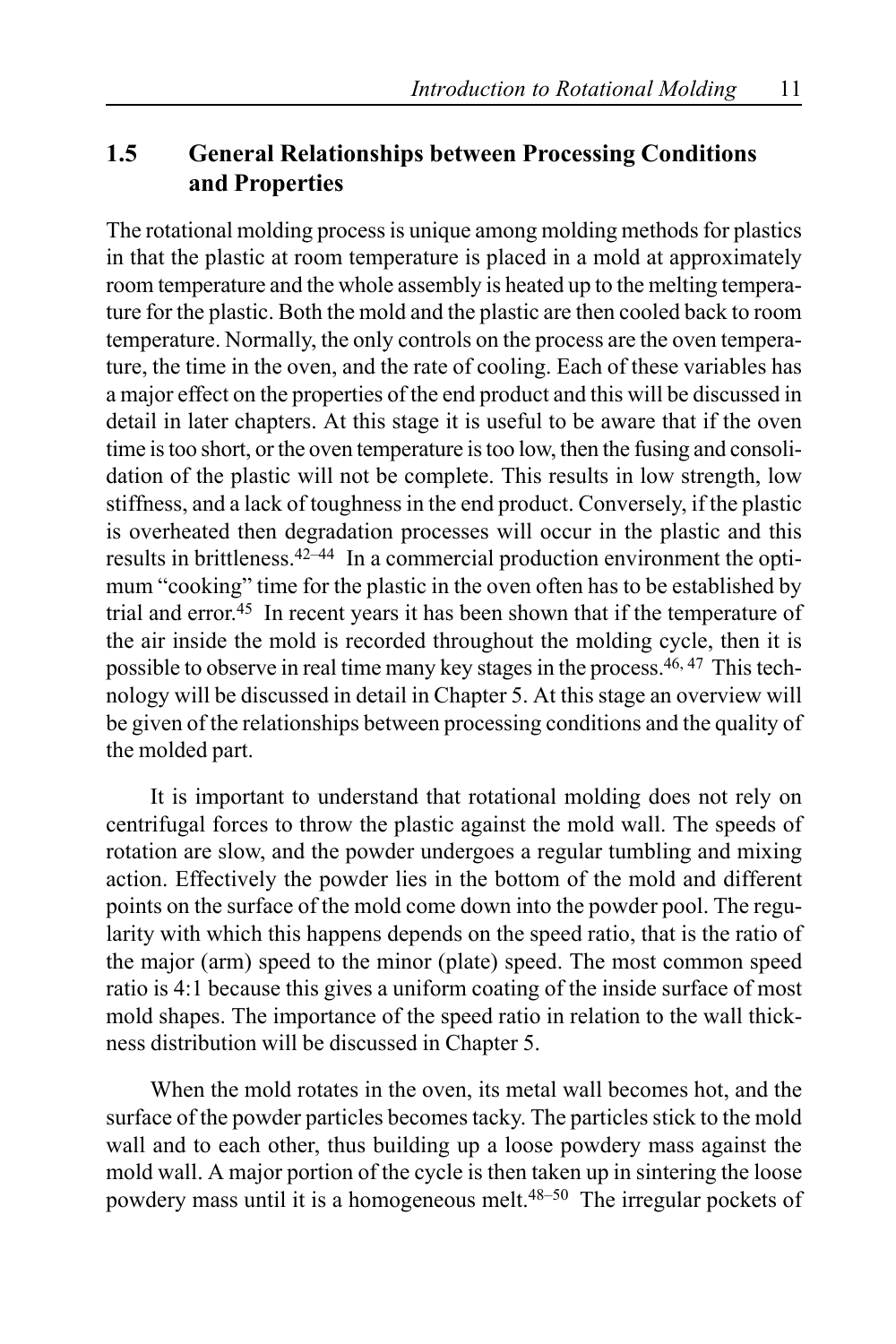## 1.5 General Relationships between Processing Conditions and Properties

The rotational molding process is unique among molding methods for plastics in that the plastic at room temperature is placed in a mold at approximately room temperature and the whole assembly is heated up to the melting temperature for the plastic. Both the mold and the plastic are then cooled back to room temperature. Normally, the only controls on the process are the oven temperature, the time in the oven, and the rate of cooling. Each of these variables has a major effect on the properties of the end product and this will be discussed in detail in later chapters. At this stage it is useful to be aware that if the oven time is too short, or the oven temperature is too low, then the fusing and consolidation of the plastic will not be complete. This results in low strength, low stiffness, and a lack of toughness in the end product. Conversely, if the plastic is overheated then degradation processes will occur in the plastic and this results in brittleness.[42–44] In a commercial production environment the optimum "cooking" time for the plastic in the oven often has to be established by trial and error.[45] In recent years it has been shown that if the temperature of the air inside the mold is recorded throughout the molding cycle, then it is possible to observe in real time many key stages in the process.[46, 47] This technology will be discussed in detail in Chapter 5. At this stage an overview will be given of the relationships between processing conditions and the quality of the molded part.

It is important to understand that rotational molding does not rely on centrifugal forces to throw the plastic against the mold wall. The speeds of rotation are slow, and the powder undergoes a regular tumbling and mixing action. Effectively the powder lies in the bottom of the mold and different points on the surface of the mold come down into the powder pool. The regularity with which this happens depends on the speed ratio, that is the ratio of the major (arm) speed to the minor (plate) speed. The most common speed ratio is 4:1 because this gives a uniform coating of the inside surface of most mold shapes. The importance of the speed ratio in relation to the wall thickness distribution will be discussed in Chapter 5.

When the mold rotates in the oven, its metal wall becomes hot, and the surface of the powder particles becomes tacky. The particles stick to the mold wall and to each other, thus building up a loose powdery mass against the mold wall. A major portion of the cycle is then taken up in sintering the loose powdery mass until it is a homogeneous melt.[48–50] The irregular pockets of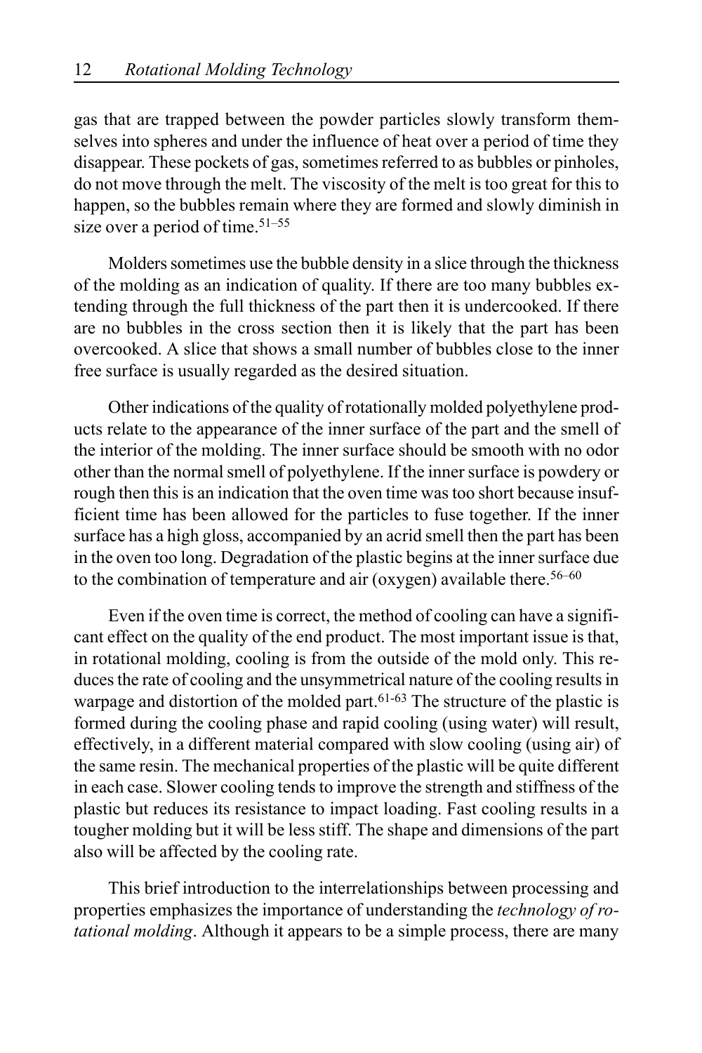gas that are trapped between the powder particles slowly transform themselves into spheres and under the influence of heat over a period of time they disappear. These pockets of gas, sometimes referred to as bubbles or pinholes, do not move through the melt. The viscosity of the melt is too great for this to happen, so the bubbles remain where they are formed and slowly diminish in size over a period of time.[51–55]

Molders sometimes use the bubble density in a slice through the thickness of the molding as an indication of quality. If there are too many bubbles extending through the full thickness of the part then it is undercooked. If there are no bubbles in the cross section then it is likely that the part has been overcooked. A slice that shows a small number of bubbles close to the inner free surface is usually regarded as the desired situation.

Other indications of the quality of rotationally molded polyethylene products relate to the appearance of the inner surface of the part and the smell of the interior of the molding. The inner surface should be smooth with no odor other than the normal smell of polyethylene. If the inner surface is powdery or rough then this is an indication that the oven time was too short because insufficient time has been allowed for the particles to fuse together. If the inner surface has a high gloss, accompanied by an acrid smell then the part has been in the oven too long. Degradation of the plastic begins at the inner surface due to the combination of temperature and air (oxygen) available there.[56–60]

Even if the oven time is correct, the method of cooling can have a significant effect on the quality of the end product. The most important issue is that, in rotational molding, cooling is from the outside of the mold only. This reduces the rate of cooling and the unsymmetrical nature of the cooling results in warpage and distortion of the molded part.[61-63] The structure of the plastic is formed during the cooling phase and rapid cooling (using water) will result, effectively, in a different material compared with slow cooling (using air) of the same resin. The mechanical properties of the plastic will be quite different in each case. Slower cooling tends to improve the strength and stiffness of the plastic but reduces its resistance to impact loading. Fast cooling results in a tougher molding but it will be less stiff. The shape and dimensions of the part also will be affected by the cooling rate.

This brief introduction to the interrelationships between processing and properties emphasizes the importance of understanding the *technology of rotational molding*. Although it appears to be a simple process, there are many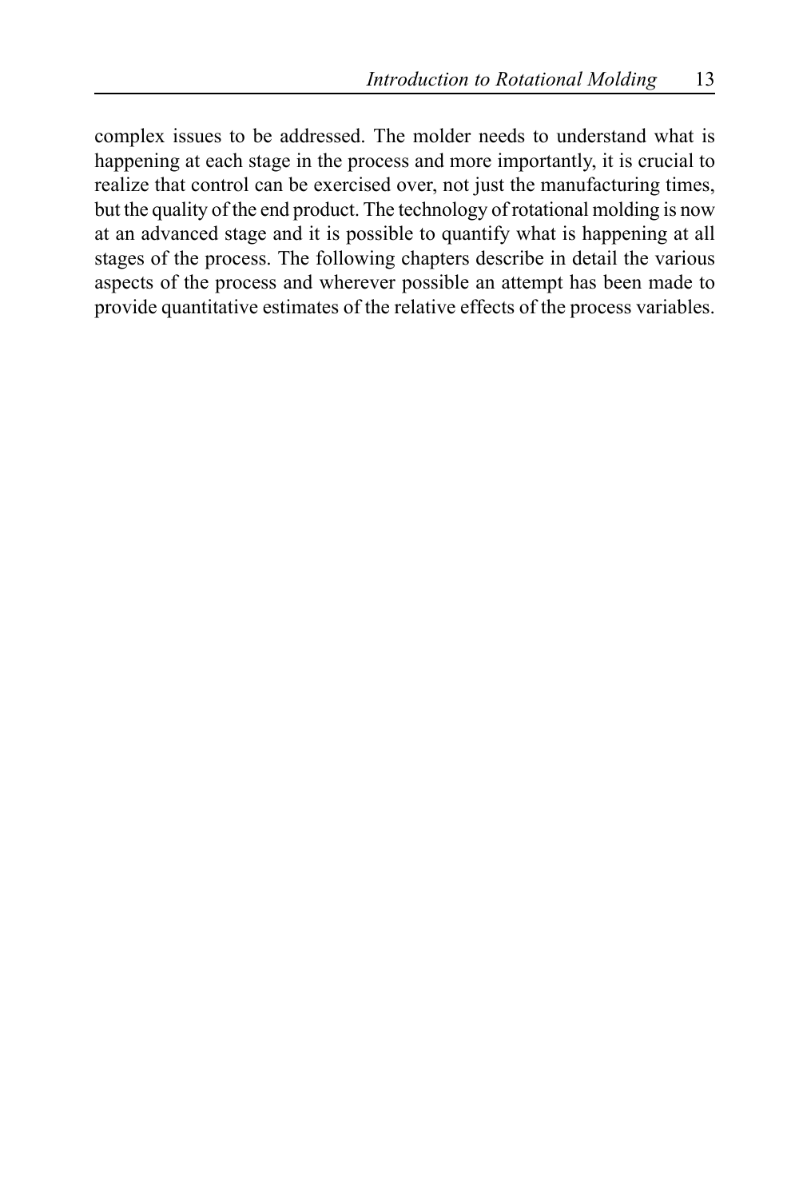complex issues to be addressed. The molder needs to understand what is happening at each stage in the process and more importantly, it is crucial to realize that control can be exercised over, not just the manufacturing times, but the quality of the end product. The technology of rotational molding is now at an advanced stage and it is possible to quantify what is happening at all stages of the process. The following chapters describe in detail the various aspects of the process and wherever possible an attempt has been made to provide quantitative estimates of the relative effects of the process variables.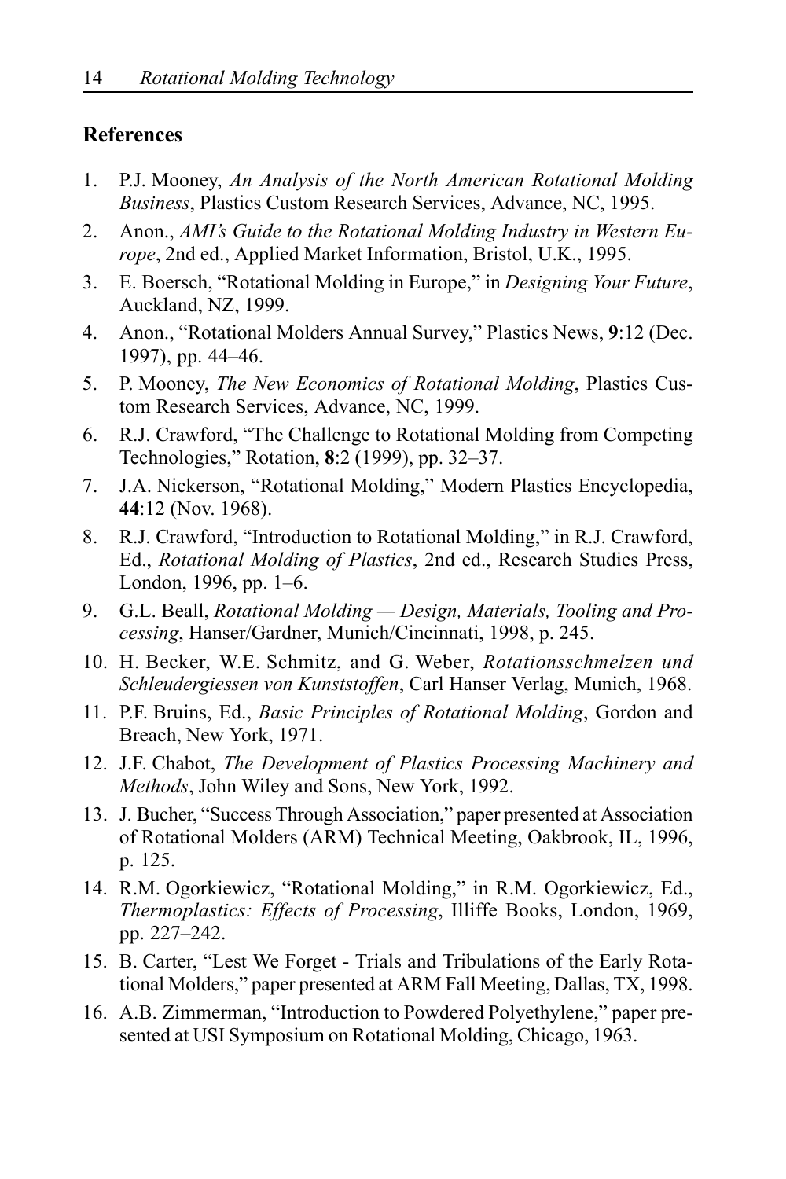## References

1. P.J. Mooney, *An Analysis of the North American Rotational Molding Business*, Plastics Custom Research Services, Advance, NC, 1995.
2. Anon., *AMI's Guide to the Rotational Molding Industry in Western Europe*, 2nd ed., Applied Market Information, Bristol, U.K., 1995.
3. E. Boersch, "Rotational Molding in Europe," in *Designing Your Future*, Auckland, NZ, 1999.
4. Anon., "Rotational Molders Annual Survey," Plastics News, **9**:12 (Dec. 1997), pp. 44–46.
5. P. Mooney, *The New Economics of Rotational Molding*, Plastics Custom Research Services, Advance, NC, 1999.
6. R.J. Crawford, "The Challenge to Rotational Molding from Competing Technologies," Rotation, **8**:2 (1999), pp. 32–37.
7. J.A. Nickerson, "Rotational Molding," Modern Plastics Encyclopedia, **44**:12 (Nov. 1968).
8. R.J. Crawford, "Introduction to Rotational Molding," in R.J. Crawford, Ed., *Rotational Molding of Plastics*, 2nd ed., Research Studies Press, London, 1996, pp. 1–6.
9. G.L. Beall, *Rotational Molding — Design, Materials, Tooling and Processing*, Hanser/Gardner, Munich/Cincinnati, 1998, p. 245.
10. H. Becker, W.E. Schmitz, and G. Weber, *Rotationsschmelzen und Schleudergiessen von Kunststoffen*, Carl Hanser Verlag, Munich, 1968.
11. P.F. Bruins, Ed., *Basic Principles of Rotational Molding*, Gordon and Breach, New York, 1971.
12. J.F. Chabot, *The Development of Plastics Processing Machinery and Methods*, John Wiley and Sons, New York, 1992.
13. J. Bucher, "Success Through Association," paper presented at Association of Rotational Molders (ARM) Technical Meeting, Oakbrook, IL, 1996, p. 125.
14. R.M. Ogorkiewicz, "Rotational Molding," in R.M. Ogorkiewicz, Ed., *Thermoplastics: Effects of Processing*, Illiffe Books, London, 1969, pp. 227–242.
15. B. Carter, "Lest We Forget - Trials and Tribulations of the Early Rotational Molders," paper presented at ARM Fall Meeting, Dallas, TX, 1998.
16. A.B. Zimmerman, "Introduction to Powdered Polyethylene," paper presented at USI Symposium on Rotational Molding, Chicago, 1963.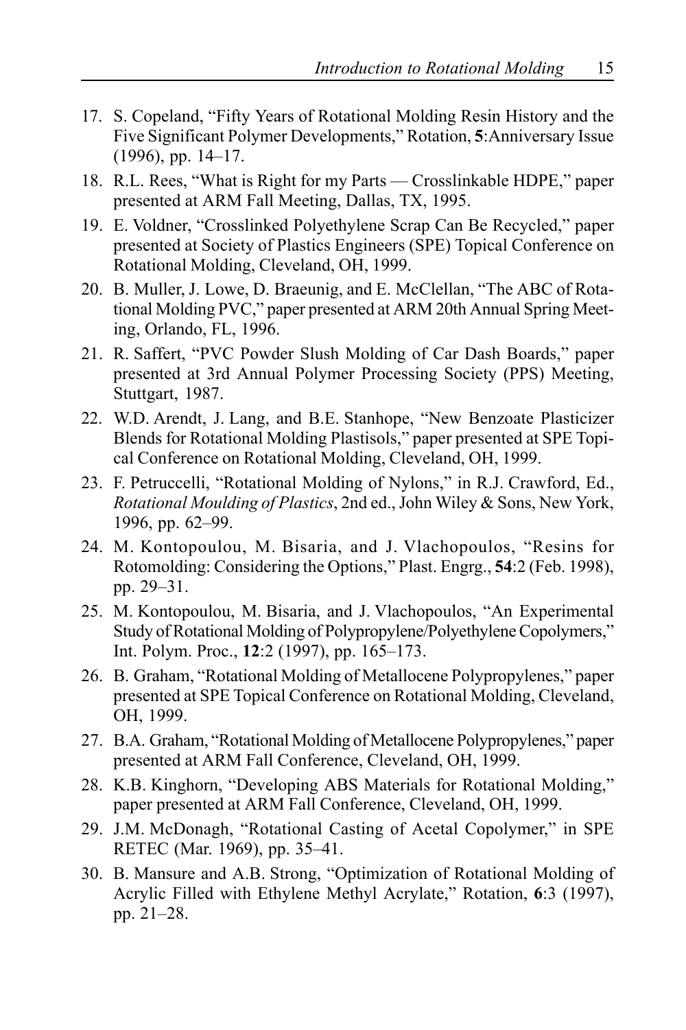17. S. Copeland, "Fifty Years of Rotational Molding Resin History and the Five Significant Polymer Developments," Rotation, **5**:Anniversary Issue (1996), pp. 14–17.
18. R.L. Rees, "What is Right for my Parts — Crosslinkable HDPE," paper presented at ARM Fall Meeting, Dallas, TX, 1995.
19. E. Voldner, "Crosslinked Polyethylene Scrap Can Be Recycled," paper presented at Society of Plastics Engineers (SPE) Topical Conference on Rotational Molding, Cleveland, OH, 1999.
20. B. Muller, J. Lowe, D. Braeunig, and E. McClellan, "The ABC of Rotational Molding PVC," paper presented at ARM 20th Annual Spring Meeting, Orlando, FL, 1996.
21. R. Saffert, "PVC Powder Slush Molding of Car Dash Boards," paper presented at 3rd Annual Polymer Processing Society (PPS) Meeting, Stuttgart, 1987.
22. W.D. Arendt, J. Lang, and B.E. Stanhope, "New Benzoate Plasticizer Blends for Rotational Molding Plastisols," paper presented at SPE Topical Conference on Rotational Molding, Cleveland, OH, 1999.
23. F. Petruccelli, "Rotational Molding of Nylons," in R.J. Crawford, Ed., *Rotational Moulding of Plastics*, 2nd ed., John Wiley & Sons, New York, 1996, pp. 62–99.
24. M. Kontopoulou, M. Bisaria, and J. Vlachopoulos, "Resins for Rotomolding: Considering the Options," Plast. Engrg., **54**:2 (Feb. 1998), pp. 29–31.
25. M. Kontopoulou, M. Bisaria, and J. Vlachopoulos, "An Experimental Study of Rotational Molding of Polypropylene/Polyethylene Copolymers," Int. Polym. Proc., **12**:2 (1997), pp. 165–173.
26. B. Graham, "Rotational Molding of Metallocene Polypropylenes," paper presented at SPE Topical Conference on Rotational Molding, Cleveland, OH, 1999.
27. B.A. Graham, "Rotational Molding of Metallocene Polypropylenes," paper presented at ARM Fall Conference, Cleveland, OH, 1999.
28. K.B. Kinghorn, "Developing ABS Materials for Rotational Molding," paper presented at ARM Fall Conference, Cleveland, OH, 1999.
29. J.M. McDonagh, "Rotational Casting of Acetal Copolymer," in SPE RETEC (Mar. 1969), pp. 35–41.
30. B. Mansure and A.B. Strong, "Optimization of Rotational Molding of Acrylic Filled with Ethylene Methyl Acrylate," Rotation, **6**:3 (1997), pp. 21–28.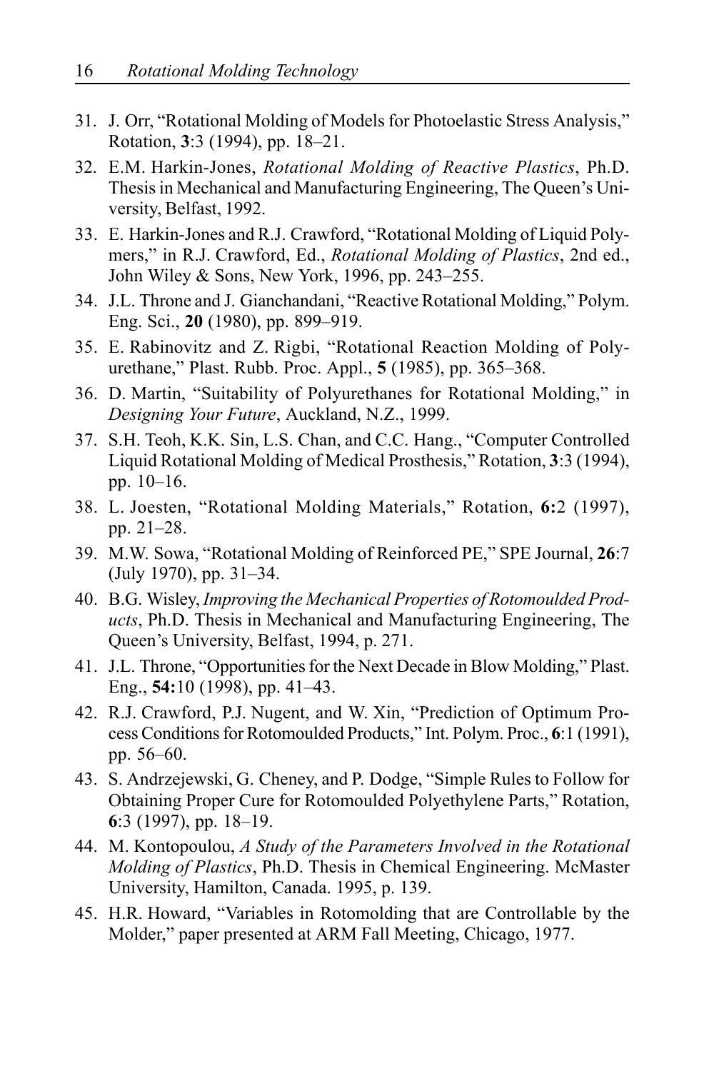31. J. Orr, "Rotational Molding of Models for Photoelastic Stress Analysis," Rotation, **3**:3 (1994), pp. 18–21.
32. E.M. Harkin-Jones, *Rotational Molding of Reactive Plastics*, Ph.D. Thesis in Mechanical and Manufacturing Engineering, The Queen's University, Belfast, 1992.
33. E. Harkin-Jones and R.J. Crawford, "Rotational Molding of Liquid Polymers," in R.J. Crawford, Ed., *Rotational Molding of Plastics*, 2nd ed., John Wiley & Sons, New York, 1996, pp. 243–255.
34. J.L. Throne and J. Gianchandani, "Reactive Rotational Molding," Polym. Eng. Sci., **20** (1980), pp. 899–919.
35. E. Rabinovitz and Z. Rigbi, "Rotational Reaction Molding of Polyurethane," Plast. Rubb. Proc. Appl., **5** (1985), pp. 365–368.
36. D. Martin, "Suitability of Polyurethanes for Rotational Molding," in *Designing Your Future*, Auckland, N.Z., 1999.
37. S.H. Teoh, K.K. Sin, L.S. Chan, and C.C. Hang., "Computer Controlled Liquid Rotational Molding of Medical Prosthesis," Rotation, **3**:3 (1994), pp. 10–16.
38. L. Joesten, "Rotational Molding Materials," Rotation, **6:**2 (1997), pp. 21–28.
39. M.W. Sowa, "Rotational Molding of Reinforced PE," SPE Journal, **26**:7 (July 1970), pp. 31–34.
40. B.G. Wisley, *Improving the Mechanical Properties of Rotomoulded Products*, Ph.D. Thesis in Mechanical and Manufacturing Engineering, The Queen's University, Belfast, 1994, p. 271.
41. J.L. Throne, "Opportunities for the Next Decade in Blow Molding," Plast. Eng., **54:**10 (1998), pp. 41–43.
42. R.J. Crawford, P.J. Nugent, and W. Xin, "Prediction of Optimum Process Conditions for Rotomoulded Products," Int. Polym. Proc., **6**:1 (1991), pp. 56–60.
43. S. Andrzejewski, G. Cheney, and P. Dodge, "Simple Rules to Follow for Obtaining Proper Cure for Rotomoulded Polyethylene Parts," Rotation, **6**:3 (1997), pp. 18–19.
44. M. Kontopoulou, *A Study of the Parameters Involved in the Rotational Molding of Plastics*, Ph.D. Thesis in Chemical Engineering. McMaster University, Hamilton, Canada. 1995, p. 139.
45. H.R. Howard, "Variables in Rotomolding that are Controllable by the Molder," paper presented at ARM Fall Meeting, Chicago, 1977.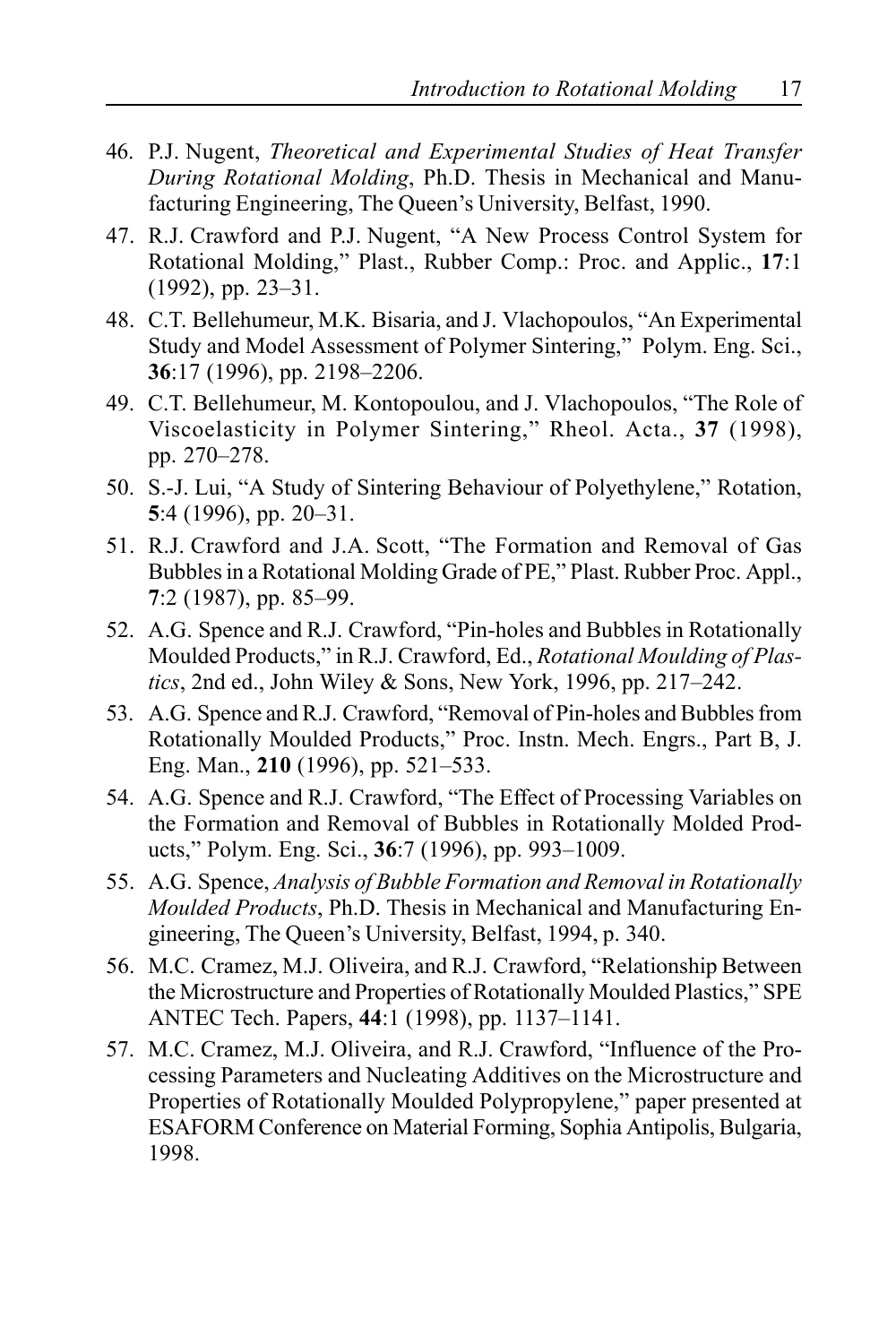46. P.J. Nugent, *Theoretical and Experimental Studies of Heat Transfer During Rotational Molding*, Ph.D. Thesis in Mechanical and Manufacturing Engineering, The Queen's University, Belfast, 1990.
47. R.J. Crawford and P.J. Nugent, "A New Process Control System for Rotational Molding," Plast., Rubber Comp.: Proc. and Applic., **17**:1 (1992), pp. 23–31.
48. C.T. Bellehumeur, M.K. Bisaria, and J. Vlachopoulos, "An Experimental Study and Model Assessment of Polymer Sintering," Polym. Eng. Sci., **36**:17 (1996), pp. 2198–2206.
49. C.T. Bellehumeur, M. Kontopoulou, and J. Vlachopoulos, "The Role of Viscoelasticity in Polymer Sintering," Rheol. Acta., **37** (1998), pp. 270–278.
50. S.-J. Lui, "A Study of Sintering Behaviour of Polyethylene," Rotation, **5**:4 (1996), pp. 20–31.
51. R.J. Crawford and J.A. Scott, "The Formation and Removal of Gas Bubbles in a Rotational Molding Grade of PE," Plast. Rubber Proc. Appl., **7**:2 (1987), pp. 85–99.
52. A.G. Spence and R.J. Crawford, "Pin-holes and Bubbles in Rotationally Moulded Products," in R.J. Crawford, Ed., *Rotational Moulding of Plastics*, 2nd ed., John Wiley & Sons, New York, 1996, pp. 217–242.
53. A.G. Spence and R.J. Crawford, "Removal of Pin-holes and Bubbles from Rotationally Moulded Products," Proc. Instn. Mech. Engrs., Part B, J. Eng. Man., **210** (1996), pp. 521–533.
54. A.G. Spence and R.J. Crawford, "The Effect of Processing Variables on the Formation and Removal of Bubbles in Rotationally Molded Products," Polym. Eng. Sci., **36**:7 (1996), pp. 993–1009.
55. A.G. Spence, *Analysis of Bubble Formation and Removal in Rotationally Moulded Products*, Ph.D. Thesis in Mechanical and Manufacturing Engineering, The Queen's University, Belfast, 1994, p. 340.
56. M.C. Cramez, M.J. Oliveira, and R.J. Crawford, "Relationship Between the Microstructure and Properties of Rotationally Moulded Plastics," SPE ANTEC Tech. Papers, **44**:1 (1998), pp. 1137–1141.
57. M.C. Cramez, M.J. Oliveira, and R.J. Crawford, "Influence of the Processing Parameters and Nucleating Additives on the Microstructure and Properties of Rotationally Moulded Polypropylene," paper presented at ESAFORM Conference on Material Forming, Sophia Antipolis, Bulgaria, 1998.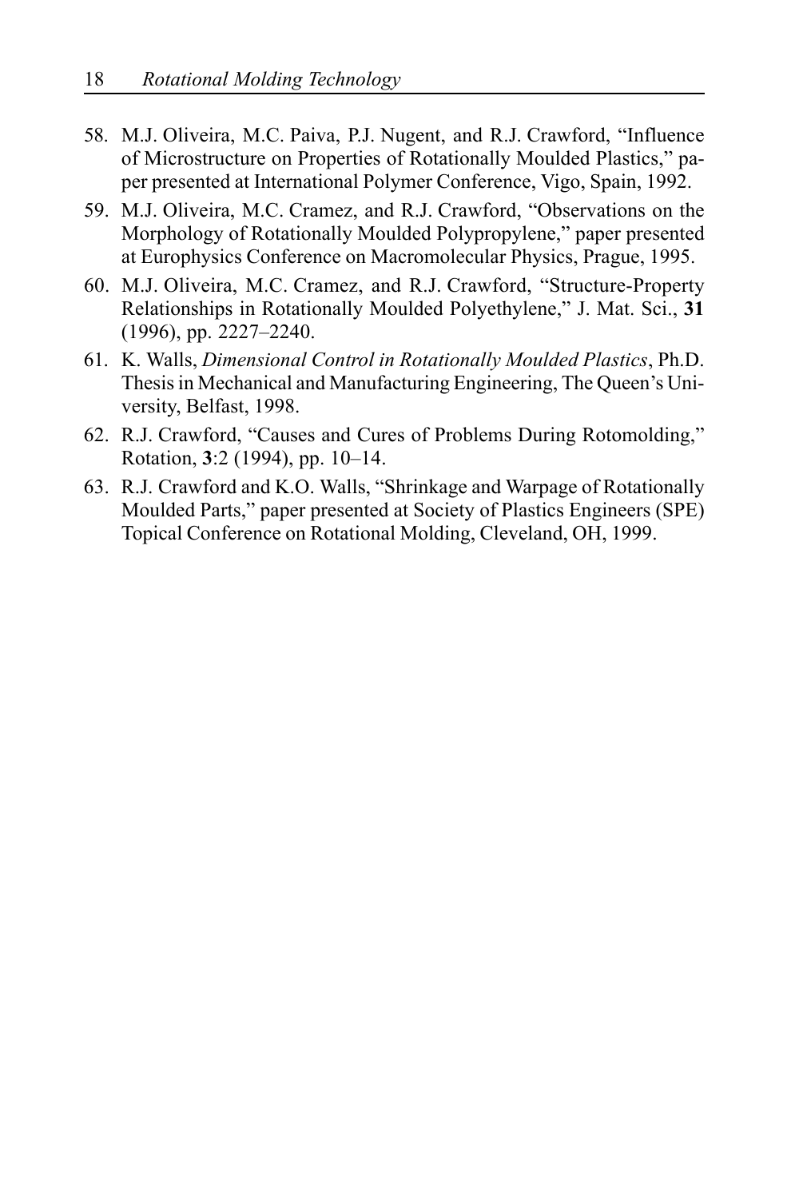58. M.J. Oliveira, M.C. Paiva, P.J. Nugent, and R.J. Crawford, "Influence of Microstructure on Properties of Rotationally Moulded Plastics," paper presented at International Polymer Conference, Vigo, Spain, 1992.
59. M.J. Oliveira, M.C. Cramez, and R.J. Crawford, "Observations on the Morphology of Rotationally Moulded Polypropylene," paper presented at Europhysics Conference on Macromolecular Physics, Prague, 1995.
60. M.J. Oliveira, M.C. Cramez, and R.J. Crawford, "Structure-Property Relationships in Rotationally Moulded Polyethylene," J. Mat. Sci., **31** (1996), pp. 2227–2240.
61. K. Walls, *Dimensional Control in Rotationally Moulded Plastics*, Ph.D. Thesis in Mechanical and Manufacturing Engineering, The Queen's University, Belfast, 1998.
62. R.J. Crawford, "Causes and Cures of Problems During Rotomolding," Rotation, **3**:2 (1994), pp. 10–14.
63. R.J. Crawford and K.O. Walls, "Shrinkage and Warpage of Rotationally Moulded Parts," paper presented at Society of Plastics Engineers (SPE) Topical Conference on Rotational Molding, Cleveland, OH, 1999.